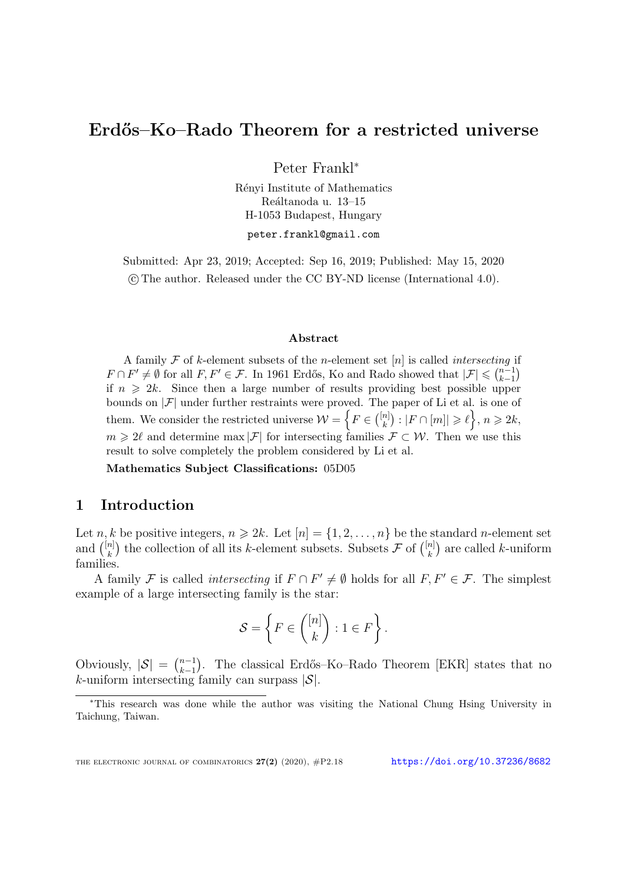# Erdős–Ko–Rado Theorem for a restricted universe

Peter Frankl*

Rényi Institute of Mathematics
Reáltanoda u. 13–15
H-1053 Budapest, Hungary

peter.frankl@gmail.com

Submitted: Apr 23, 2019; Accepted: Sep 16, 2019; Published: May 15, 2020
© The author. Released under the CC BY-ND license (International 4.0).

### Abstract

A family $\mathcal{F}$ of $k$-element subsets of the $n$-element set $[n]$ is called *intersecting* if $F \cap F' \neq \emptyset$ for all $F, F' \in \mathcal{F}$. In 1961 Erdős, Ko and Rado showed that $|\mathcal{F}| \leqslant \binom{n-1}{k-1}$ if $n \geqslant 2k$. Since then a large number of results providing best possible upper bounds on $|\mathcal{F}|$ under further restraints were proved. The paper of Li et al. is one of them. We consider the restricted universe $\mathcal{W} = \left\{ F \in \binom{[n]}{k} : |F \cap [m]| \geqslant \ell \right\}$, $n \geqslant 2k$, $m \geqslant 2\ell$ and determine $\max |\mathcal{F}|$ for intersecting families $\mathcal{F} \subset \mathcal{W}$. Then we use this result to solve completely the problem considered by Li et al.

**Mathematics Subject Classifications:** 05D05

## 1 Introduction

Let $n, k$ be positive integers, $n \geqslant 2k$. Let $[n] = \{1, 2, \ldots, n\}$ be the standard $n$-element set and $\binom{[n]}{k}$ the collection of all its $k$-element subsets. Subsets $\mathcal{F}$ of $\binom{[n]}{k}$ are called $k$-uniform families.

A family $\mathcal{F}$ is called *intersecting* if $F \cap F' \neq \emptyset$ holds for all $F, F' \in \mathcal{F}$. The simplest example of a large intersecting family is the star:

$$\mathcal{S} = \left\{ F \in \binom{[n]}{k} : 1 \in F \right\}.$$

Obviously, $|\mathcal{S}| = \binom{n-1}{k-1}$. The classical Erdős–Ko–Rado Theorem [EKR] states that no $k$-uniform intersecting family can surpass $|\mathcal{S}|$.

*This research was done while the author was visiting the National Chung Hsing University in Taichung, Taiwan.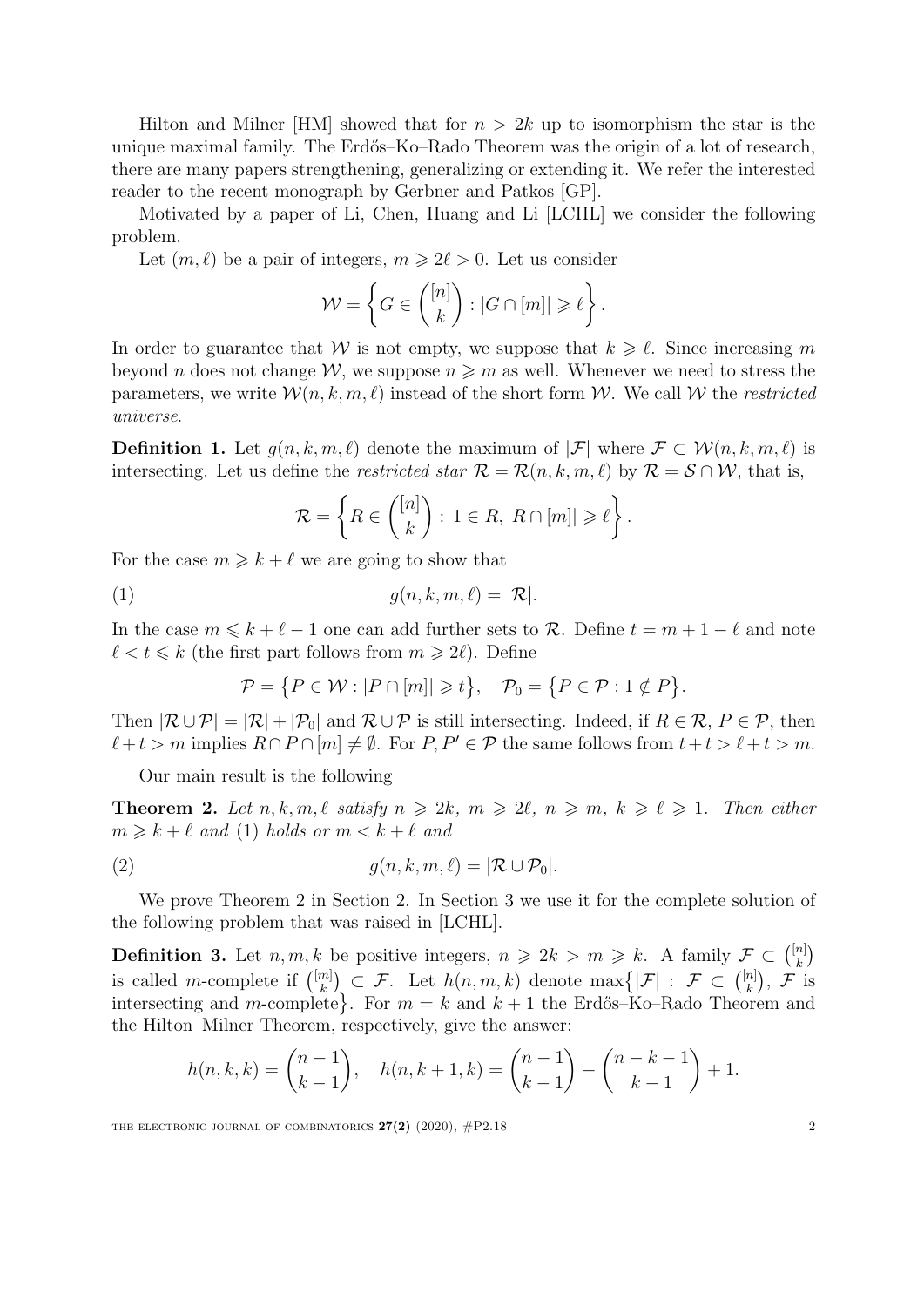Hilton and Milner [HM] showed that for $n > 2k$ up to isomorphism the star is the unique maximal family. The Erdős–Ko–Rado Theorem was the origin of a lot of research, there are many papers strengthening, generalizing or extending it. We refer the interested reader to the recent monograph by Gerbner and Patkos [GP].

Motivated by a paper of Li, Chen, Huang and Li [LCHL] we consider the following problem.

Let $(m, \ell)$ be a pair of integers, $m \geqslant 2\ell > 0$. Let us consider

$$\mathcal{W} = \left\{ G \in \binom{[n]}{k} : |G \cap [m]| \geqslant \ell \right\}.$$

In order to guarantee that $\mathcal{W}$ is not empty, we suppose that $k \geqslant \ell$. Since increasing $m$ beyond $n$ does not change $\mathcal{W}$, we suppose $n \geqslant m$ as well. Whenever we need to stress the parameters, we write $\mathcal{W}(n, k, m, \ell)$ instead of the short form $\mathcal{W}$. We call $\mathcal{W}$ the *restricted universe*.

**Definition 1.** Let $g(n, k, m, \ell)$ denote the maximum of $|\mathcal{F}|$ where $\mathcal{F} \subset \mathcal{W}(n, k, m, \ell)$ is intersecting. Let us define the *restricted star* $\mathcal{R} = \mathcal{R}(n, k, m, \ell)$ by $\mathcal{R} = \mathcal{S} \cap \mathcal{W}$, that is,

$$\mathcal{R} = \left\{ R \in \binom{[n]}{k} : 1 \in R, |R \cap [m]| \geqslant \ell \right\}.$$

For the case $m \geqslant k + \ell$ we are going to show that

$$g(n, k, m, \ell) = |\mathcal{R}|. \tag{1}$$

In the case $m \leqslant k + \ell - 1$ one can add further sets to $\mathcal{R}$. Define $t = m + 1 - \ell$ and note $\ell < t \leqslant k$ (the first part follows from $m \geqslant 2\ell$). Define

$$\mathcal{P} = \{ P \in \mathcal{W} : |P \cap [m]| \geqslant t \}, \quad \mathcal{P}_0 = \{ P \in \mathcal{P} : 1 \notin P \}.$$

Then $|\mathcal{R} \cup \mathcal{P}| = |\mathcal{R}| + |\mathcal{P}_0|$ and $\mathcal{R} \cup \mathcal{P}$ is still intersecting. Indeed, if $R \in \mathcal{R}$, $P \in \mathcal{P}$, then $\ell + t > m$ implies $R \cap P \cap [m] \neq \emptyset$. For $P, P' \in \mathcal{P}$ the same follows from $t + t > \ell + t > m$.

Our main result is the following

**Theorem 2.** *Let $n, k, m, \ell$ satisfy $n \geqslant 2k$, $m \geqslant 2\ell$, $n \geqslant m$, $k \geqslant \ell \geqslant 1$. Then either $m \geqslant k + \ell$ and* (1) *holds or $m < k + \ell$ and*

$$g(n, k, m, \ell) = |\mathcal{R} \cup \mathcal{P}_0|. \tag{2}$$

We prove Theorem 2 in Section 2. In Section 3 we use it for the complete solution of the following problem that was raised in [LCHL].

**Definition 3.** Let $n, m, k$ be positive integers, $n \geqslant 2k > m \geqslant k$. A family $\mathcal{F} \subset \binom{[n]}{k}$ is called $m$-complete if $\binom{[m]}{k} \subset \mathcal{F}$. Let $h(n, m, k)$ denote $\max\{|\mathcal{F}| : \mathcal{F} \subset \binom{[n]}{k}, \mathcal{F}$ is intersecting and $m$-complete$\}$. For $m = k$ and $k + 1$ the Erdős–Ko–Rado Theorem and the Hilton–Milner Theorem, respectively, give the answer:

$$h(n, k, k) = \binom{n-1}{k-1}, \quad h(n, k+1, k) = \binom{n-1}{k-1} - \binom{n-k-1}{k-1} + 1.$$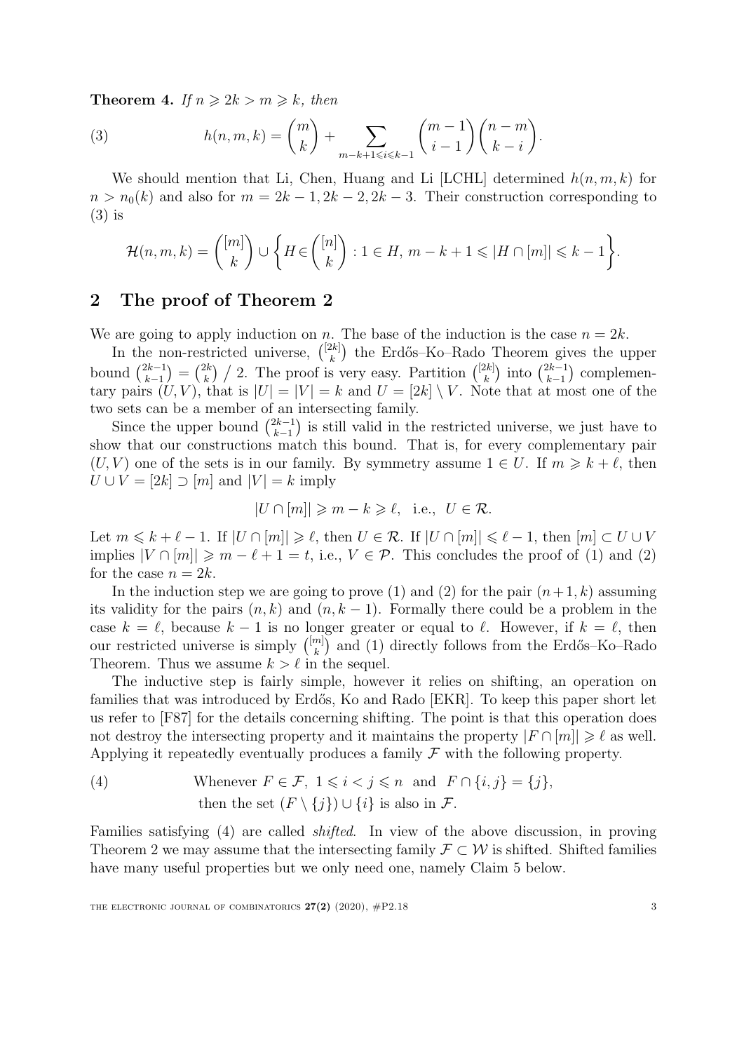**Theorem 4.** *If $n \geqslant 2k > m \geqslant k$, then*

$$h(n,m,k) = \binom{m}{k} + \sum_{m-k+1 \leqslant i \leqslant k-1} \binom{m-1}{i-1}\binom{n-m}{k-i}. \tag{3}$$

We should mention that Li, Chen, Huang and Li [LCHL] determined $h(n,m,k)$ for $n > n_0(k)$ and also for $m = 2k-1, 2k-2, 2k-3$. Their construction corresponding to (3) is

$$\mathcal{H}(n,m,k) = \binom{[m]}{k} \cup \left\{ H \in \binom{[n]}{k} : 1 \in H,\ m-k+1 \leqslant |H \cap [m]| \leqslant k-1 \right\}.$$

## 2 The proof of Theorem 2

We are going to apply induction on $n$. The base of the induction is the case $n = 2k$.

In the non-restricted universe, $\binom{[2k]}{k}$ the Erdős–Ko–Rado Theorem gives the upper bound $\binom{2k-1}{k-1} = \binom{2k}{k} / 2$. The proof is very easy. Partition $\binom{[2k]}{k}$ into $\binom{2k-1}{k-1}$ complementary pairs $(U, V)$, that is $|U| = |V| = k$ and $U = [2k] \setminus V$. Note that at most one of the two sets can be a member of an intersecting family.

Since the upper bound $\binom{2k-1}{k-1}$ is still valid in the restricted universe, we just have to show that our constructions match this bound. That is, for every complementary pair $(U, V)$ one of the sets is in our family. By symmetry assume $1 \in U$. If $m \geqslant k + \ell$, then $U \cup V = [2k] \supset [m]$ and $|V| = k$ imply

$$|U \cap [m]| \geqslant m - k \geqslant \ell, \quad \text{i.e.,} \quad U \in \mathcal{R}.$$

Let $m \leqslant k + \ell - 1$. If $|U \cap [m]| \geqslant \ell$, then $U \in \mathcal{R}$. If $|U \cap [m]| \leqslant \ell - 1$, then $[m] \subset U \cup V$ implies $|V \cap [m]| \geqslant m - \ell + 1 = t$, i.e., $V \in \mathcal{P}$. This concludes the proof of (1) and (2) for the case $n = 2k$.

In the induction step we are going to prove (1) and (2) for the pair $(n+1, k)$ assuming its validity for the pairs $(n, k)$ and $(n, k-1)$. Formally there could be a problem in the case $k = \ell$, because $k - 1$ is no longer greater or equal to $\ell$. However, if $k = \ell$, then our restricted universe is simply $\binom{[m]}{k}$ and (1) directly follows from the Erdős–Ko–Rado Theorem. Thus we assume $k > \ell$ in the sequel.

The inductive step is fairly simple, however it relies on shifting, an operation on families that was introduced by Erdős, Ko and Rado [EKR]. To keep this paper short let us refer to [F87] for the details concerning shifting. The point is that this operation does not destroy the intersecting property and it maintains the property $|F \cap [m]| \geqslant \ell$ as well. Applying it repeatedly eventually produces a family $\mathcal{F}$ with the following property.

(4) Whenever $F \in \mathcal{F}$, $1 \leqslant i < j \leqslant n$ and $F \cap \{i, j\} = \{j\}$, then the set $(F \setminus \{j\}) \cup \{i\}$ is also in $\mathcal{F}$.

Families satisfying (4) are called *shifted*. In view of the above discussion, in proving Theorem 2 we may assume that the intersecting family $\mathcal{F} \subset \mathcal{W}$ is shifted. Shifted families have many useful properties but we only need one, namely Claim 5 below.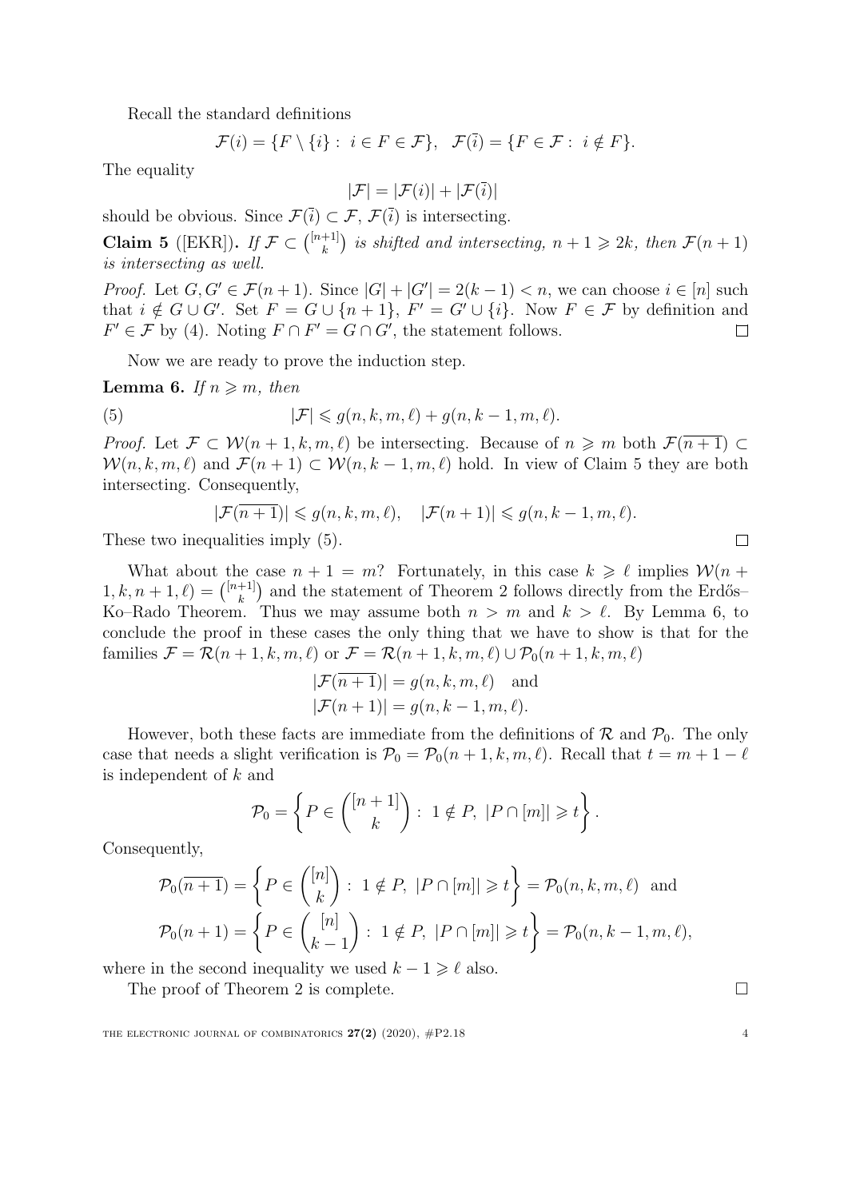Recall the standard definitions

$$\mathcal{F}(i) = \{F \setminus \{i\} : \ i \in F \in \mathcal{F}\}, \quad \mathcal{F}(\bar{i}) = \{F \in \mathcal{F} : \ i \notin F\}.$$

The equality

$$|\mathcal{F}| = |\mathcal{F}(i)| + |\mathcal{F}(\bar{i})|$$

should be obvious. Since $\mathcal{F}(\bar{i}) \subset \mathcal{F}$, $\mathcal{F}(\bar{i})$ is intersecting.

**Claim 5** ([EKR]). *If $\mathcal{F} \subset \binom{[n+1]}{k}$ is shifted and intersecting, $n+1 \geqslant 2k$, then $\mathcal{F}(n+1)$ is intersecting as well.*

*Proof.* Let $G, G' \in \mathcal{F}(n+1)$. Since $|G| + |G'| = 2(k-1) < n$, we can choose $i \in [n]$ such that $i \notin G \cup G'$. Set $F = G \cup \{n+1\}$, $F' = G' \cup \{i\}$. Now $F \in \mathcal{F}$ by definition and $F' \in \mathcal{F}$ by (4). Noting $F \cap F' = G \cap G'$, the statement follows. $\square$

Now we are ready to prove the induction step.

**Lemma 6.** *If $n \geqslant m$, then*

$$|\mathcal{F}| \leqslant g(n, k, m, \ell) + g(n, k-1, m, \ell). \tag{5}$$

*Proof.* Let $\mathcal{F} \subset \mathcal{W}(n+1, k, m, \ell)$ be intersecting. Because of $n \geqslant m$ both $\mathcal{F}(\overline{n+1}) \subset \mathcal{W}(n, k, m, \ell)$ and $\mathcal{F}(n+1) \subset \mathcal{W}(n, k-1, m, \ell)$ hold. In view of Claim 5 they are both intersecting. Consequently,

$$|\mathcal{F}(\overline{n+1})| \leqslant g(n, k, m, \ell), \quad |\mathcal{F}(n+1)| \leqslant g(n, k-1, m, \ell).$$

These two inequalities imply (5). $\square$

What about the case $n+1 = m$? Fortunately, in this case $k \geqslant \ell$ implies $\mathcal{W}(n+1, k, n+1, \ell) = \binom{[n+1]}{k}$ and the statement of Theorem 2 follows directly from the Erdős–Ko–Rado Theorem. Thus we may assume both $n > m$ and $k > \ell$. By Lemma 6, to conclude the proof in these cases the only thing that we have to show is that for the families $\mathcal{F} = \mathcal{R}(n+1, k, m, \ell)$ or $\mathcal{F} = \mathcal{R}(n+1, k, m, \ell) \cup \mathcal{P}_0(n+1, k, m, \ell)$

$$|\mathcal{F}(\overline{n+1})| = g(n, k, m, \ell) \quad \text{and}$$
$$|\mathcal{F}(n+1)| = g(n, k-1, m, \ell).$$

However, both these facts are immediate from the definitions of $\mathcal{R}$ and $\mathcal{P}_0$. The only case that needs a slight verification is $\mathcal{P}_0 = \mathcal{P}_0(n+1, k, m, \ell)$. Recall that $t = m+1-\ell$ is independent of $k$ and

$$\mathcal{P}_0 = \left\{ P \in \binom{[n+1]}{k} : \ 1 \notin P, \ |P \cap [m]| \geqslant t \right\}.$$

Consequently,

$$\mathcal{P}_0(\overline{n+1}) = \left\{ P \in \binom{[n]}{k} : \ 1 \notin P, \ |P \cap [m]| \geqslant t \right\} = \mathcal{P}_0(n, k, m, \ell) \quad \text{and}$$
$$\mathcal{P}_0(n+1) = \left\{ P \in \binom{[n]}{k-1} : \ 1 \notin P, \ |P \cap [m]| \geqslant t \right\} = \mathcal{P}_0(n, k-1, m, \ell),$$

where in the second inequality we used $k - 1 \geqslant \ell$ also.

The proof of Theorem 2 is complete. $\square$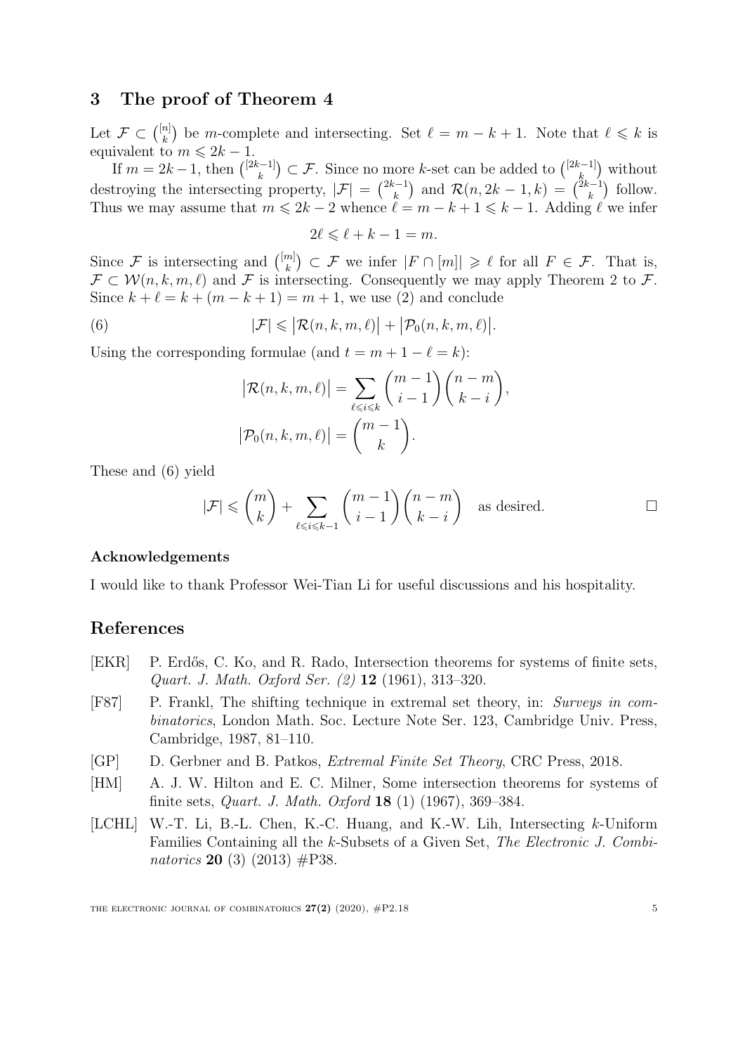## 3 The proof of Theorem 4

Let $\mathcal{F} \subset \binom{[n]}{k}$ be $m$-complete and intersecting. Set $\ell = m - k + 1$. Note that $\ell \leqslant k$ is equivalent to $m \leqslant 2k - 1$.

If $m = 2k-1$, then $\binom{[2k-1]}{k} \subset \mathcal{F}$. Since no more $k$-set can be added to $\binom{[2k-1]}{k}$ without destroying the intersecting property, $|\mathcal{F}| = \binom{2k-1}{k}$ and $\mathcal{R}(n, 2k-1, k) = \binom{2k-1}{k}$ follow. Thus we may assume that $m \leqslant 2k - 2$ whence $\ell = m - k + 1 \leqslant k - 1$. Adding $\ell$ we infer

$$2\ell \leqslant \ell + k - 1 = m.$$

Since $\mathcal{F}$ is intersecting and $\binom{[m]}{k} \subset \mathcal{F}$ we infer $|F \cap [m]| \geqslant \ell$ for all $F \in \mathcal{F}$. That is, $\mathcal{F} \subset \mathcal{W}(n, k, m, \ell)$ and $\mathcal{F}$ is intersecting. Consequently we may apply Theorem 2 to $\mathcal{F}$. Since $k + \ell = k + (m - k + 1) = m + 1$, we use (2) and conclude

$$|\mathcal{F}| \leqslant \big|\mathcal{R}(n, k, m, \ell)\big| + \big|\mathcal{P}_0(n, k, m, \ell)\big|. \tag{6}$$

Using the corresponding formulae (and $t = m + 1 - \ell = k$):

$$\big|\mathcal{R}(n, k, m, \ell)\big| = \sum_{\ell \leqslant i \leqslant k} \binom{m-1}{i-1}\binom{n-m}{k-i},$$

$$\big|\mathcal{P}_0(n, k, m, \ell)\big| = \binom{m-1}{k}.$$

These and (6) yield

$$|\mathcal{F}| \leqslant \binom{m}{k} + \sum_{\ell \leqslant i \leqslant k-1} \binom{m-1}{i-1}\binom{n-m}{k-i} \quad \text{as desired.} \qquad \square$$

### Acknowledgements

I would like to thank Professor Wei-Tian Li for useful discussions and his hospitality.

## References

[EKR] P. Erdős, C. Ko, and R. Rado, Intersection theorems for systems of finite sets, *Quart. J. Math. Oxford Ser. (2)* **12** (1961), 313–320.

[F87] P. Frankl, The shifting technique in extremal set theory, in: *Surveys in combinatorics*, London Math. Soc. Lecture Note Ser. 123, Cambridge Univ. Press, Cambridge, 1987, 81–110.

[GP] D. Gerbner and B. Patkos, *Extremal Finite Set Theory*, CRC Press, 2018.

[HM] A. J. W. Hilton and E. C. Milner, Some intersection theorems for systems of finite sets, *Quart. J. Math. Oxford* **18** (1) (1967), 369–384.

[LCHL] W.-T. Li, B.-L. Chen, K.-C. Huang, and K.-W. Lih, Intersecting $k$-Uniform Families Containing all the $k$-Subsets of a Given Set, *The Electronic J. Combinatorics* **20** (3) (2013) #P38.